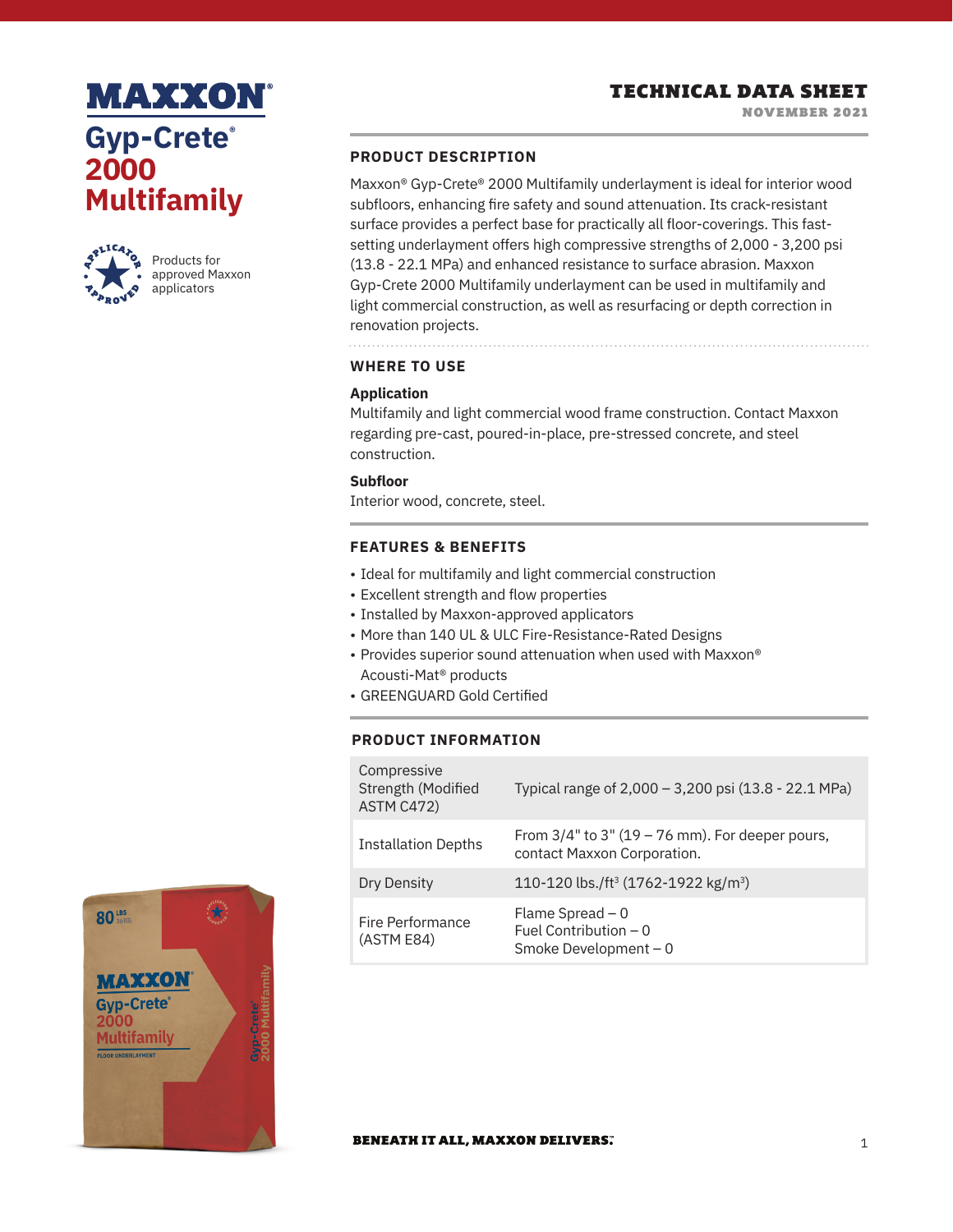# MAXXON®

# Gyp-Crete® 2000 Multifamily

Products for approved Maxxon applicators

## TECHNICAL DATA SHEET

NOVEMBER 2021

### PRODUCT DESCRIPTION

Maxxon® Gyp-Crete® 2000 Multifamily underlayment is ideal for interior wood subfloors, enhancing fire safety and sound attenuation. Its crack-resistant surface provides a perfect base for practically all floor-coverings. This fast-setting underlayment offers high compressive strengths of 2,000 - 3,200 psi (13.8 - 22.1 MPa) and enhanced resistance to surface abrasion. Maxxon Gyp-Crete 2000 Multifamily underlayment can be used in multifamily and light commercial construction, as well as resurfacing or depth correction in renovation projects.

### WHERE TO USE

**Application**
Multifamily and light commercial wood frame construction. Contact Maxxon regarding pre-cast, poured-in-place, pre-stressed concrete, and steel construction.

**Subfloor**
Interior wood, concrete, steel.

### FEATURES & BENEFITS

- Ideal for multifamily and light commercial construction
- Excellent strength and flow properties
- Installed by Maxxon-approved applicators
- More than 140 UL & ULC Fire-Resistance-Rated Designs
- Provides superior sound attenuation when used with Maxxon® Acousti-Mat® products
- GREENGUARD Gold Certified

### PRODUCT INFORMATION

| | |
|---|---|
| Compressive Strength (Modified ASTM C472) | Typical range of 2,000 – 3,200 psi (13.8 - 22.1 MPa) |
| Installation Depths | From 3/4" to 3" (19 – 76 mm). For deeper pours, contact Maxxon Corporation. |
| Dry Density | 110-120 lbs./ft³ (1762-1922 kg/m³) |
| Fire Performance (ASTM E84) | Flame Spread – 0<br>Fuel Contribution – 0<br>Smoke Development – 0 |

BENEATH IT ALL, MAXXON DELIVERS.™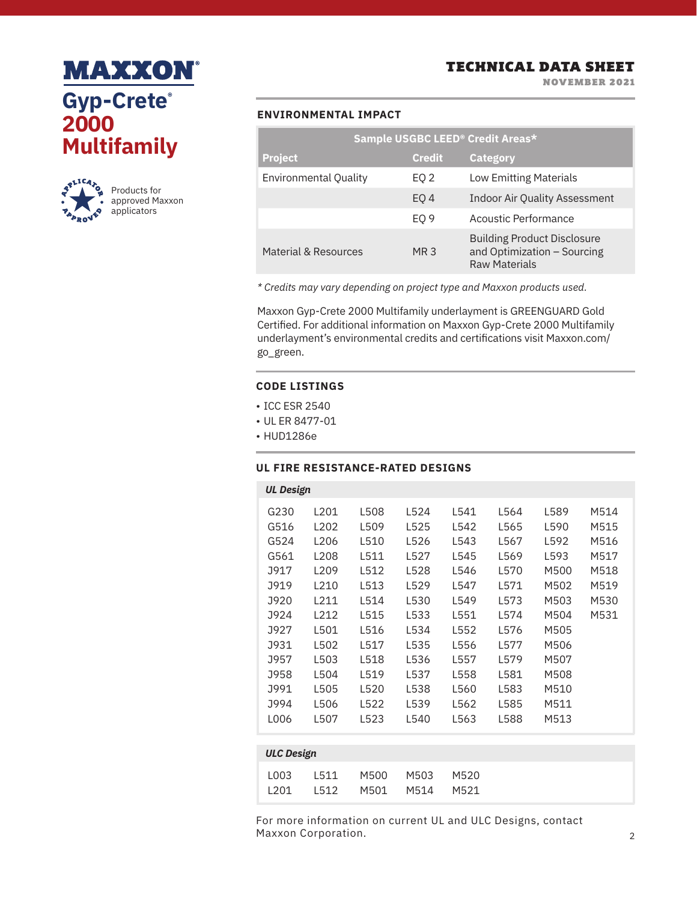# MAXXON®

## Gyp-Crete® 2000 Multifamily

Products for approved Maxxon applicators

**TECHNICAL DATA SHEET**
**NOVEMBER 2021**

## ENVIRONMENTAL IMPACT

| Sample USGBC LEED® Credit Areas* | | |
|---|---|---|
| **Project** | **Credit** | **Category** |
| Environmental Quality | EQ 2 | Low Emitting Materials |
| | EQ 4 | Indoor Air Quality Assessment |
| | EQ 9 | Acoustic Performance |
| Material & Resources | MR 3 | Building Product Disclosure and Optimization – Sourcing Raw Materials |

*\* Credits may vary depending on project type and Maxxon products used.*

Maxxon Gyp-Crete 2000 Multifamily underlayment is GREENGUARD Gold Certified. For additional information on Maxxon Gyp-Crete 2000 Multifamily underlayment's environmental credits and certifications visit Maxxon.com/go_green.

## CODE LISTINGS

- ICC ESR 2540
- UL ER 8477-01
- HUD1286e

## UL FIRE RESISTANCE-RATED DESIGNS

***UL Design***

| | | | | | | | |
|---|---|---|---|---|---|---|---|
| G230 | L201 | L508 | L524 | L541 | L564 | L589 | M514 |
| G516 | L202 | L509 | L525 | L542 | L565 | L590 | M515 |
| G524 | L206 | L510 | L526 | L543 | L567 | L592 | M516 |
| G561 | L208 | L511 | L527 | L545 | L569 | L593 | M517 |
| J917 | L209 | L512 | L528 | L546 | L570 | M500 | M518 |
| J919 | L210 | L513 | L529 | L547 | L571 | M502 | M519 |
| J920 | L211 | L514 | L530 | L549 | L573 | M503 | M530 |
| J924 | L212 | L515 | L533 | L551 | L574 | M504 | M531 |
| J927 | L501 | L516 | L534 | L552 | L576 | M505 | |
| J931 | L502 | L517 | L535 | L556 | L577 | M506 | |
| J957 | L503 | L518 | L536 | L557 | L579 | M507 | |
| J958 | L504 | L519 | L537 | L558 | L581 | M508 | |
| J991 | L505 | L520 | L538 | L560 | L583 | M510 | |
| J994 | L506 | L522 | L539 | L562 | L585 | M511 | |
| L006 | L507 | L523 | L540 | L563 | L588 | M513 | |

***ULC Design***

| | | | | |
|---|---|---|---|---|
| L003 | L511 | M500 | M503 | M520 |
| L201 | L512 | M501 | M514 | M521 |

For more information on current UL and ULC Designs, contact Maxxon Corporation.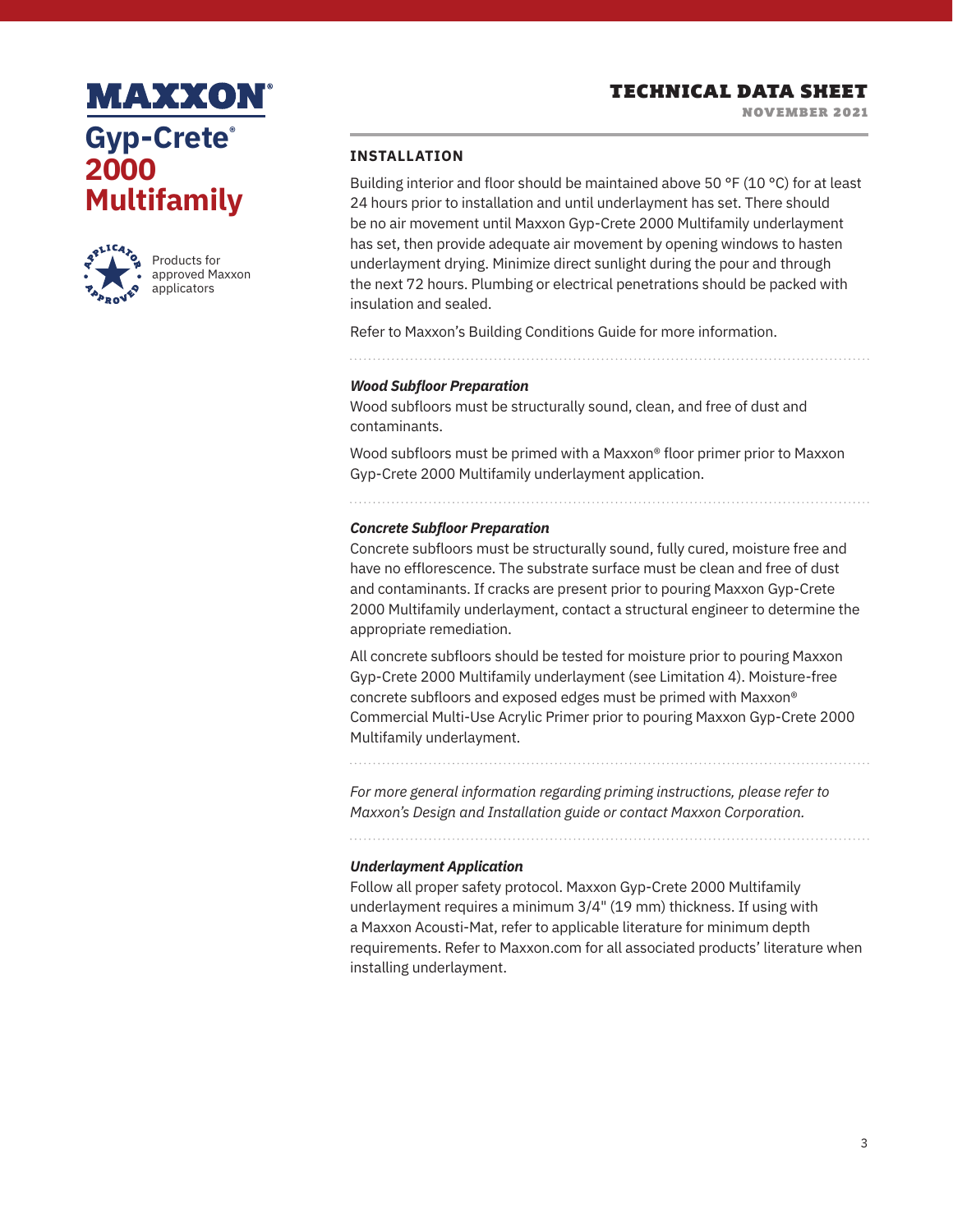# MAXXON®

## Gyp-Crete® 2000 Multifamily

Products for approved Maxxon applicators

**TECHNICAL DATA SHEET**
**NOVEMBER 2021**

## INSTALLATION

Building interior and floor should be maintained above 50 °F (10 °C) for at least 24 hours prior to installation and until underlayment has set. There should be no air movement until Maxxon Gyp-Crete 2000 Multifamily underlayment has set, then provide adequate air movement by opening windows to hasten underlayment drying. Minimize direct sunlight during the pour and through the next 72 hours. Plumbing or electrical penetrations should be packed with insulation and sealed.

Refer to Maxxon's Building Conditions Guide for more information.

### *Wood Subfloor Preparation*

Wood subfloors must be structurally sound, clean, and free of dust and contaminants.

Wood subfloors must be primed with a Maxxon® floor primer prior to Maxxon Gyp-Crete 2000 Multifamily underlayment application.

### *Concrete Subfloor Preparation*

Concrete subfloors must be structurally sound, fully cured, moisture free and have no efflorescence. The substrate surface must be clean and free of dust and contaminants. If cracks are present prior to pouring Maxxon Gyp-Crete 2000 Multifamily underlayment, contact a structural engineer to determine the appropriate remediation.

All concrete subfloors should be tested for moisture prior to pouring Maxxon Gyp-Crete 2000 Multifamily underlayment (see Limitation 4). Moisture-free concrete subfloors and exposed edges must be primed with Maxxon® Commercial Multi-Use Acrylic Primer prior to pouring Maxxon Gyp-Crete 2000 Multifamily underlayment.

*For more general information regarding priming instructions, please refer to Maxxon's Design and Installation guide or contact Maxxon Corporation.*

### *Underlayment Application*

Follow all proper safety protocol. Maxxon Gyp-Crete 2000 Multifamily underlayment requires a minimum 3/4" (19 mm) thickness. If using with a Maxxon Acousti-Mat, refer to applicable literature for minimum depth requirements. Refer to Maxxon.com for all associated products' literature when installing underlayment.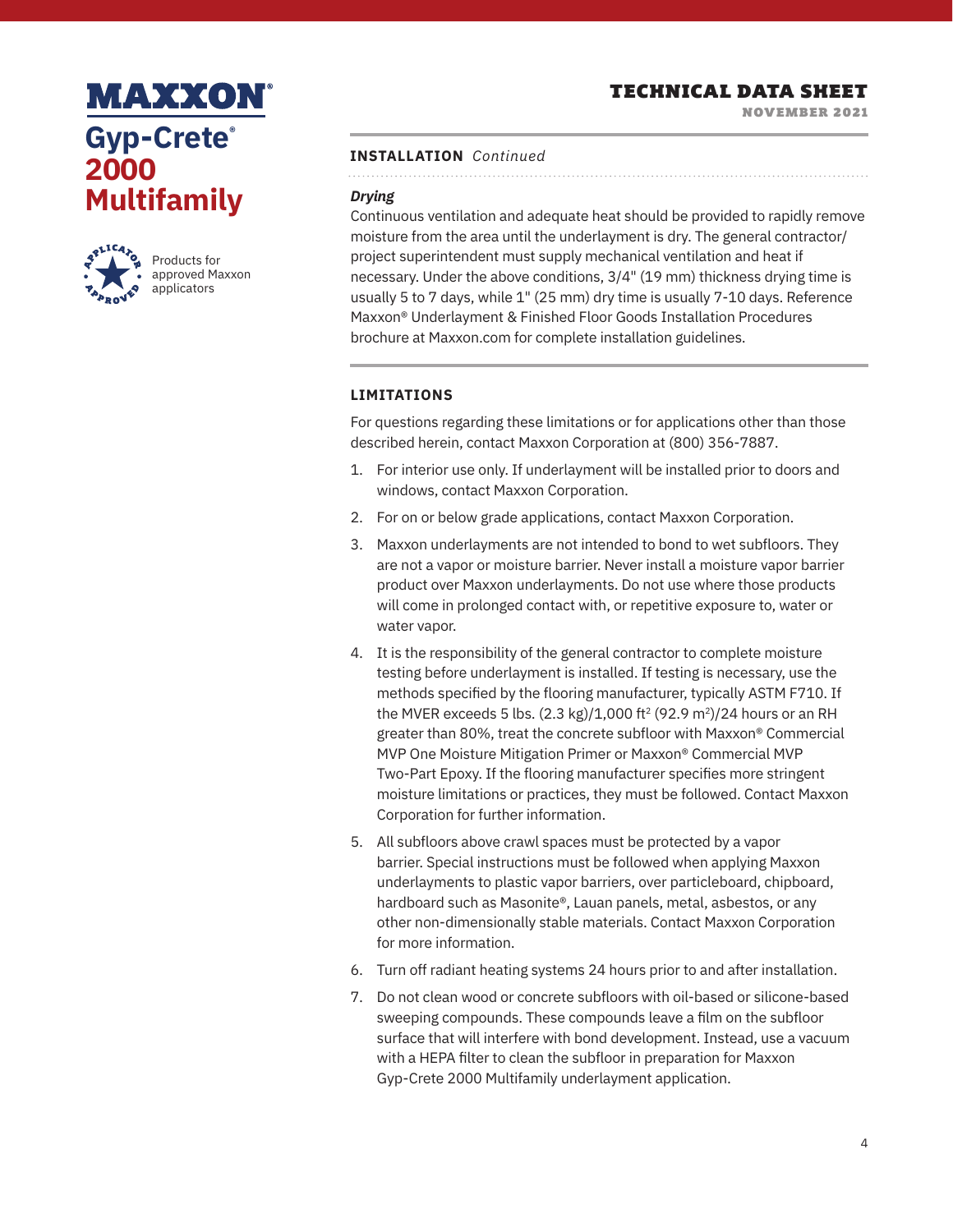## INSTALLATION *Continued*

### *Drying*

Continuous ventilation and adequate heat should be provided to rapidly remove moisture from the area until the underlayment is dry. The general contractor/ project superintendent must supply mechanical ventilation and heat if necessary. Under the above conditions, 3/4" (19 mm) thickness drying time is usually 5 to 7 days, while 1" (25 mm) dry time is usually 7-10 days. Reference Maxxon® Underlayment & Finished Floor Goods Installation Procedures brochure at Maxxon.com for complete installation guidelines.

## LIMITATIONS

For questions regarding these limitations or for applications other than those described herein, contact Maxxon Corporation at (800) 356-7887.

1. For interior use only. If underlayment will be installed prior to doors and windows, contact Maxxon Corporation.
2. For on or below grade applications, contact Maxxon Corporation.
3. Maxxon underlayments are not intended to bond to wet subfloors. They are not a vapor or moisture barrier. Never install a moisture vapor barrier product over Maxxon underlayments. Do not use where those products will come in prolonged contact with, or repetitive exposure to, water or water vapor.
4. It is the responsibility of the general contractor to complete moisture testing before underlayment is installed. If testing is necessary, use the methods specified by the flooring manufacturer, typically ASTM F710. If the MVER exceeds 5 lbs. (2.3 kg)/1,000 $ft^2$ (92.9 $m^2$)/24 hours or an RH greater than 80%, treat the concrete subfloor with Maxxon® Commercial MVP One Moisture Mitigation Primer or Maxxon® Commercial MVP Two-Part Epoxy. If the flooring manufacturer specifies more stringent moisture limitations or practices, they must be followed. Contact Maxxon Corporation for further information.
5. All subfloors above crawl spaces must be protected by a vapor barrier. Special instructions must be followed when applying Maxxon underlayments to plastic vapor barriers, over particleboard, chipboard, hardboard such as Masonite®, Lauan panels, metal, asbestos, or any other non-dimensionally stable materials. Contact Maxxon Corporation for more information.
6. Turn off radiant heating systems 24 hours prior to and after installation.
7. Do not clean wood or concrete subfloors with oil-based or silicone-based sweeping compounds. These compounds leave a film on the subfloor surface that will interfere with bond development. Instead, use a vacuum with a HEPA filter to clean the subfloor in preparation for Maxxon Gyp-Crete 2000 Multifamily underlayment application.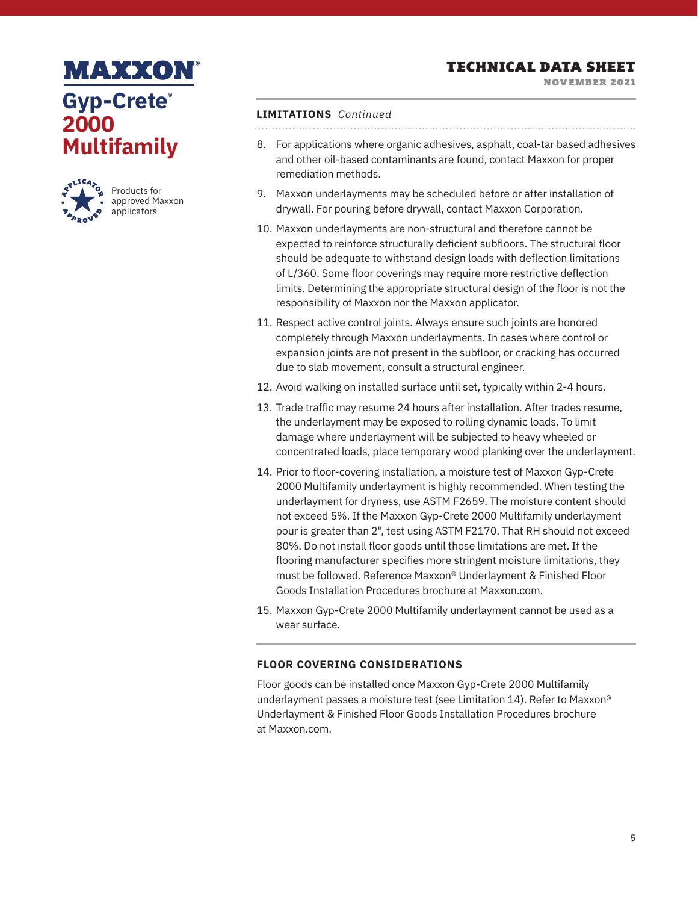## LIMITATIONS *Continued*

8. For applications where organic adhesives, asphalt, coal-tar based adhesives and other oil-based contaminants are found, contact Maxxon for proper remediation methods.
9. Maxxon underlayments may be scheduled before or after installation of drywall. For pouring before drywall, contact Maxxon Corporation.
10. Maxxon underlayments are non-structural and therefore cannot be expected to reinforce structurally deficient subfloors. The structural floor should be adequate to withstand design loads with deflection limitations of L/360. Some floor coverings may require more restrictive deflection limits. Determining the appropriate structural design of the floor is not the responsibility of Maxxon nor the Maxxon applicator.
11. Respect active control joints. Always ensure such joints are honored completely through Maxxon underlayments. In cases where control or expansion joints are not present in the subfloor, or cracking has occurred due to slab movement, consult a structural engineer.
12. Avoid walking on installed surface until set, typically within 2-4 hours.
13. Trade traffic may resume 24 hours after installation. After trades resume, the underlayment may be exposed to rolling dynamic loads. To limit damage where underlayment will be subjected to heavy wheeled or concentrated loads, place temporary wood planking over the underlayment.
14. Prior to floor-covering installation, a moisture test of Maxxon Gyp-Crete 2000 Multifamily underlayment is highly recommended. When testing the underlayment for dryness, use ASTM F2659. The moisture content should not exceed 5%. If the Maxxon Gyp-Crete 2000 Multifamily underlayment pour is greater than 2", test using ASTM F2170. That RH should not exceed 80%. Do not install floor goods until those limitations are met. If the flooring manufacturer specifies more stringent moisture limitations, they must be followed. Reference Maxxon® Underlayment & Finished Floor Goods Installation Procedures brochure at Maxxon.com.
15. Maxxon Gyp-Crete 2000 Multifamily underlayment cannot be used as a wear surface.

## FLOOR COVERING CONSIDERATIONS

Floor goods can be installed once Maxxon Gyp-Crete 2000 Multifamily underlayment passes a moisture test (see Limitation 14). Refer to Maxxon® Underlayment & Finished Floor Goods Installation Procedures brochure at Maxxon.com.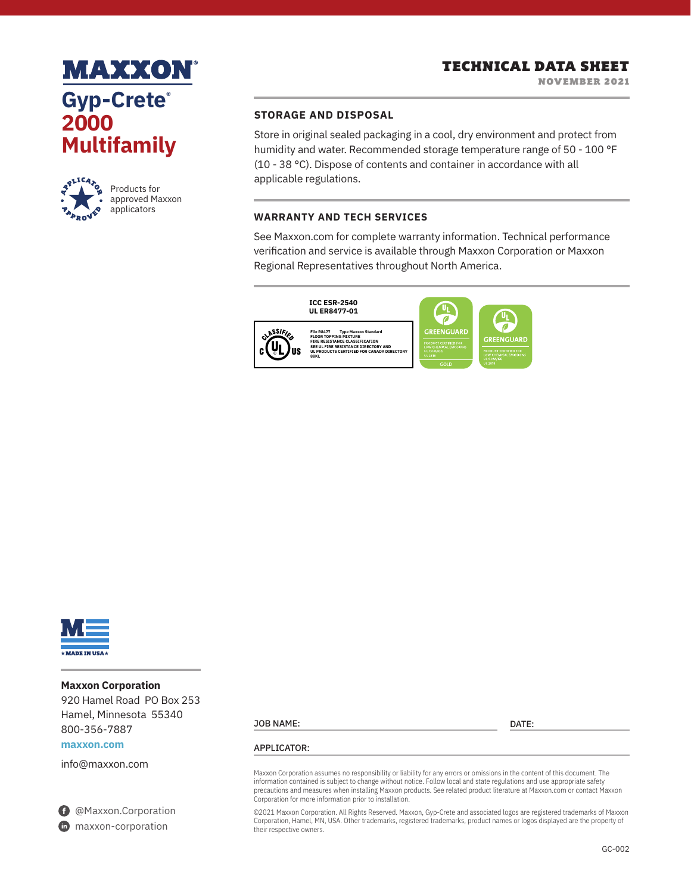# MAXXON®

## Gyp-Crete® 2000 Multifamily

Products for approved Maxxon applicators

## TECHNICAL DATA SHEET

NOVEMBER 2021

### STORAGE AND DISPOSAL

Store in original sealed packaging in a cool, dry environment and protect from humidity and water. Recommended storage temperature range of 50 - 100 °F (10 - 38 °C). Dispose of contents and container in accordance with all applicable regulations.

### WARRANTY AND TECH SERVICES

See Maxxon.com for complete warranty information. Technical performance verification and service is available through Maxxon Corporation or Maxxon Regional Representatives throughout North America.

ICC ESR-2540
UL ER8477-01

File R8477 Type Maxxon Standard
FLOOR TOPPING MIXTURE
FIRE RESISTANCE CLASSIFICATION
SEE UL FIRE RESISTANCE DIRECTORY AND UL PRODUCTS CERTIFIED FOR CANADA DIRECTORY
88KL

GREENGUARD GOLD — PRODUCT CERTIFIED FOR LOW CHEMICAL EMISSIONS UL.COM/GG UL 2818

GREENGUARD — PRODUCT CERTIFIED FOR LOW CHEMICAL EMISSIONS UL.COM/GG UL 2818

MADE IN USA

**Maxxon Corporation**
920 Hamel Road PO Box 253
Hamel, Minnesota 55340
800-356-7887
**maxxon.com**
info@maxxon.com

@Maxxon.Corporation
maxxon-corporation

JOB NAME: DATE:

APPLICATOR:

Maxxon Corporation assumes no responsibility or liability for any errors or omissions in the content of this document. The information contained is subject to change without notice. Follow local and state regulations and use appropriate safety precautions and measures when installing Maxxon products. See related product literature at Maxxon.com or contact Maxxon Corporation for more information prior to installation.

©2021 Maxxon Corporation. All Rights Reserved. Maxxon, Gyp-Crete and associated logos are registered trademarks of Maxxon Corporation, Hamel, MN, USA. Other trademarks, registered trademarks, product names or logos displayed are the property of their respective owners.

GC-002